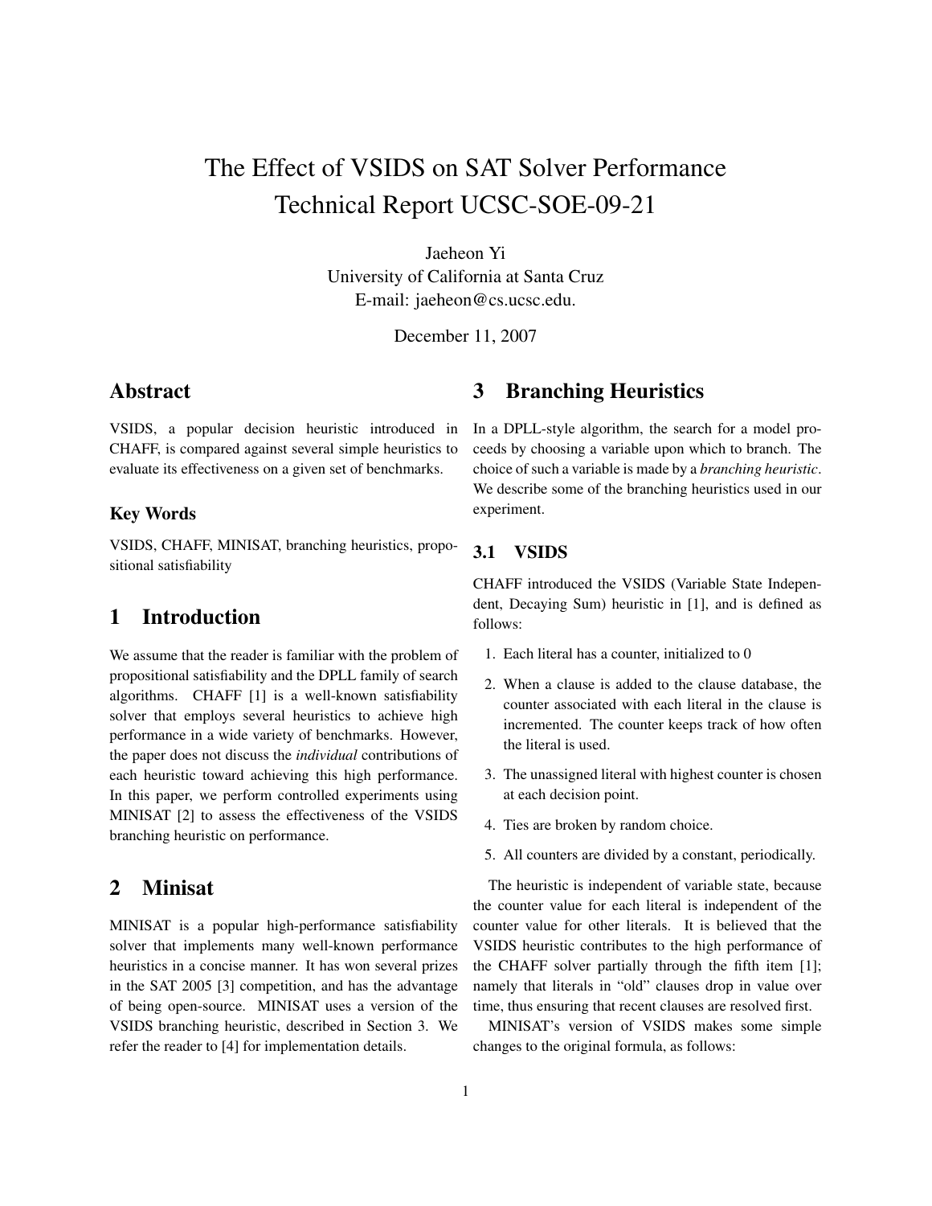# The Effect of VSIDS on SAT Solver Performance
# Technical Report UCSC-SOE-09-21

Jaeheon Yi
University of California at Santa Cruz
E-mail: jaeheon@cs.ucsc.edu.

December 11, 2007

## Abstract

VSIDS, a popular decision heuristic introduced in CHAFF, is compared against several simple heuristics to evaluate its effectiveness on a given set of benchmarks.

### Key Words

VSIDS, CHAFF, MINISAT, branching heuristics, propositional satisfiability

## 1 Introduction

We assume that the reader is familiar with the problem of propositional satisfiability and the DPLL family of search algorithms. CHAFF [1] is a well-known satisfiability solver that employs several heuristics to achieve high performance in a wide variety of benchmarks. However, the paper does not discuss the *individual* contributions of each heuristic toward achieving this high performance. In this paper, we perform controlled experiments using MINISAT [2] to assess the effectiveness of the VSIDS branching heuristic on performance.

## 2 Minisat

MINISAT is a popular high-performance satisfiability solver that implements many well-known performance heuristics in a concise manner. It has won several prizes in the SAT 2005 [3] competition, and has the advantage of being open-source. MINISAT uses a version of the VSIDS branching heuristic, described in Section 3. We refer the reader to [4] for implementation details.

## 3 Branching Heuristics

In a DPLL-style algorithm, the search for a model proceeds by choosing a variable upon which to branch. The choice of such a variable is made by a *branching heuristic*. We describe some of the branching heuristics used in our experiment.

### 3.1 VSIDS

CHAFF introduced the VSIDS (Variable State Independent, Decaying Sum) heuristic in [1], and is defined as follows:

1. Each literal has a counter, initialized to 0
2. When a clause is added to the clause database, the counter associated with each literal in the clause is incremented. The counter keeps track of how often the literal is used.
3. The unassigned literal with highest counter is chosen at each decision point.
4. Ties are broken by random choice.
5. All counters are divided by a constant, periodically.

The heuristic is independent of variable state, because the counter value for each literal is independent of the counter value for other literals. It is believed that the VSIDS heuristic contributes to the high performance of the CHAFF solver partially through the fifth item [1]; namely that literals in "old" clauses drop in value over time, thus ensuring that recent clauses are resolved first.

MINISAT's version of VSIDS makes some simple changes to the original formula, as follows: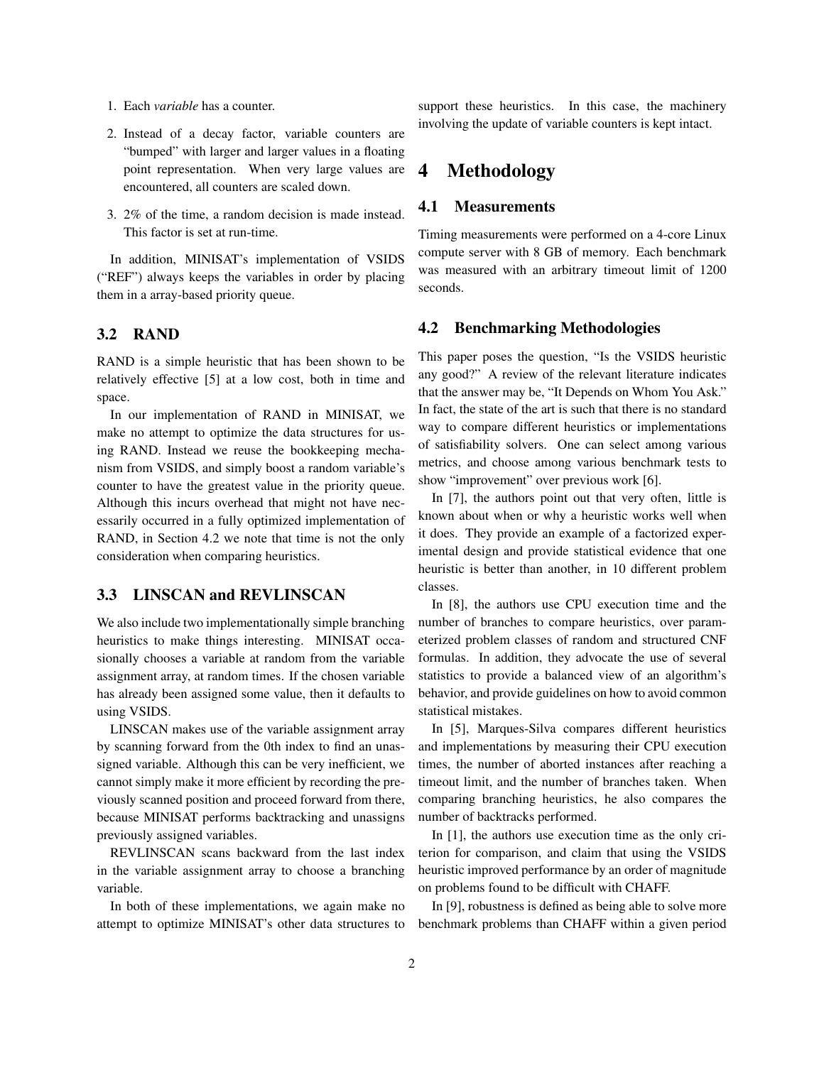1. Each *variable* has a counter.

2. Instead of a decay factor, variable counters are "bumped" with larger and larger values in a floating point representation. When very large values are encountered, all counters are scaled down.

3. 2% of the time, a random decision is made instead. This factor is set at run-time.

In addition, MINISAT's implementation of VSIDS ("REF") always keeps the variables in order by placing them in a array-based priority queue.

### 3.2 RAND

RAND is a simple heuristic that has been shown to be relatively effective [5] at a low cost, both in time and space.

In our implementation of RAND in MINISAT, we make no attempt to optimize the data structures for using RAND. Instead we reuse the bookkeeping mechanism from VSIDS, and simply boost a random variable's counter to have the greatest value in the priority queue. Although this incurs overhead that might not have necessarily occurred in a fully optimized implementation of RAND, in Section 4.2 we note that time is not the only consideration when comparing heuristics.

### 3.3 LINSCAN and REVLINSCAN

We also include two implementationally simple branching heuristics to make things interesting. MINISAT occasionally chooses a variable at random from the variable assignment array, at random times. If the chosen variable has already been assigned some value, then it defaults to using VSIDS.

LINSCAN makes use of the variable assignment array by scanning forward from the 0th index to find an unassigned variable. Although this can be very inefficient, we cannot simply make it more efficient by recording the previously scanned position and proceed forward from there, because MINISAT performs backtracking and unassigns previously assigned variables.

REVLINSCAN scans backward from the last index in the variable assignment array to choose a branching variable.

In both of these implementations, we again make no attempt to optimize MINISAT's other data structures to support these heuristics. In this case, the machinery involving the update of variable counters is kept intact.

## 4 Methodology

### 4.1 Measurements

Timing measurements were performed on a 4-core Linux compute server with 8 GB of memory. Each benchmark was measured with an arbitrary timeout limit of 1200 seconds.

### 4.2 Benchmarking Methodologies

This paper poses the question, "Is the VSIDS heuristic any good?" A review of the relevant literature indicates that the answer may be, "It Depends on Whom You Ask." In fact, the state of the art is such that there is no standard way to compare different heuristics or implementations of satisfiability solvers. One can select among various metrics, and choose among various benchmark tests to show "improvement" over previous work [6].

In [7], the authors point out that very often, little is known about when or why a heuristic works well when it does. They provide an example of a factorized experimental design and provide statistical evidence that one heuristic is better than another, in 10 different problem classes.

In [8], the authors use CPU execution time and the number of branches to compare heuristics, over parameterized problem classes of random and structured CNF formulas. In addition, they advocate the use of several statistics to provide a balanced view of an algorithm's behavior, and provide guidelines on how to avoid common statistical mistakes.

In [5], Marques-Silva compares different heuristics and implementations by measuring their CPU execution times, the number of aborted instances after reaching a timeout limit, and the number of branches taken. When comparing branching heuristics, he also compares the number of backtracks performed.

In [1], the authors use execution time as the only criterion for comparison, and claim that using the VSIDS heuristic improved performance by an order of magnitude on problems found to be difficult with CHAFF.

In [9], robustness is defined as being able to solve more benchmark problems than CHAFF within a given period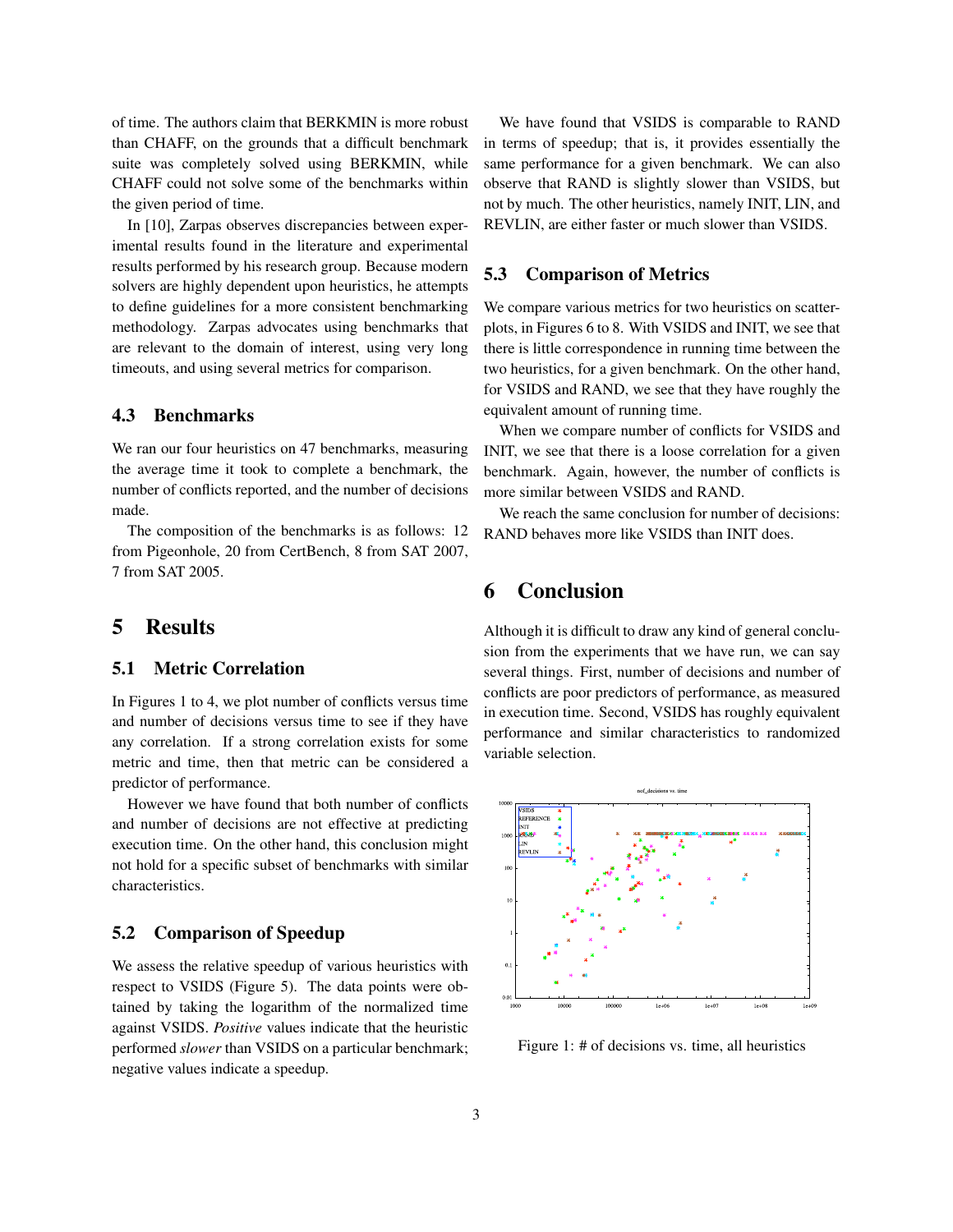of time. The authors claim that BERKMIN is more robust than CHAFF, on the grounds that a difficult benchmark suite was completely solved using BERKMIN, while CHAFF could not solve some of the benchmarks within the given period of time.

In [10], Zarpas observes discrepancies between experimental results found in the literature and experimental results performed by his research group. Because modern solvers are highly dependent upon heuristics, he attempts to define guidelines for a more consistent benchmarking methodology. Zarpas advocates using benchmarks that are relevant to the domain of interest, using very long timeouts, and using several metrics for comparison.

### 4.3 Benchmarks

We ran our four heuristics on 47 benchmarks, measuring the average time it took to complete a benchmark, the number of conflicts reported, and the number of decisions made.

The composition of the benchmarks is as follows: 12 from Pigeonhole, 20 from CertBench, 8 from SAT 2007, 7 from SAT 2005.

## 5 Results

### 5.1 Metric Correlation

In Figures 1 to 4, we plot number of conflicts versus time and number of decisions versus time to see if they have any correlation. If a strong correlation exists for some metric and time, then that metric can be considered a predictor of performance.

However we have found that both number of conflicts and number of decisions are not effective at predicting execution time. On the other hand, this conclusion might not hold for a specific subset of benchmarks with similar characteristics.

### 5.2 Comparison of Speedup

We assess the relative speedup of various heuristics with respect to VSIDS (Figure 5). The data points were obtained by taking the logarithm of the normalized time against VSIDS. *Positive* values indicate that the heuristic performed *slower* than VSIDS on a particular benchmark; negative values indicate a speedup.

We have found that VSIDS is comparable to RAND in terms of speedup; that is, it provides essentially the same performance for a given benchmark. We can also observe that RAND is slightly slower than VSIDS, but not by much. The other heuristics, namely INIT, LIN, and REVLIN, are either faster or much slower than VSIDS.

### 5.3 Comparison of Metrics

We compare various metrics for two heuristics on scatterplots, in Figures 6 to 8. With VSIDS and INIT, we see that there is little correspondence in running time between the two heuristics, for a given benchmark. On the other hand, for VSIDS and RAND, we see that they have roughly the equivalent amount of running time.

When we compare number of conflicts for VSIDS and INIT, we see that there is a loose correlation for a given benchmark. Again, however, the number of conflicts is more similar between VSIDS and RAND.

We reach the same conclusion for number of decisions: RAND behaves more like VSIDS than INIT does.

## 6 Conclusion

Although it is difficult to draw any kind of general conclusion from the experiments that we have run, we can say several things. First, number of decisions and number of conflicts are poor predictors of performance, as measured in execution time. Second, VSIDS has roughly equivalent performance and similar characteristics to randomized variable selection.

Figure 1: # of decisions vs. time, all heuristics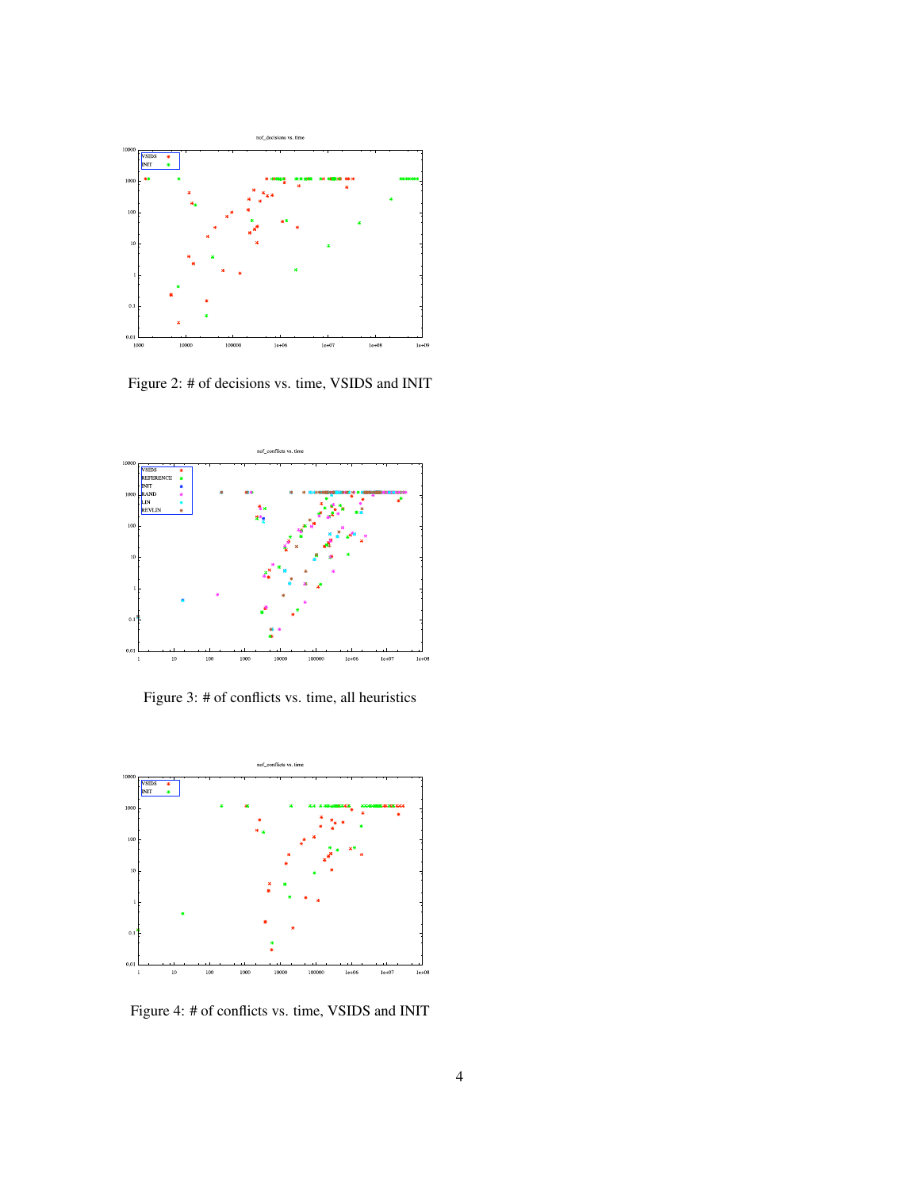Figure 2: # of decisions vs. time, VSIDS and INIT

Figure 3: # of conflicts vs. time, all heuristics

Figure 4: # of conflicts vs. time, VSIDS and INIT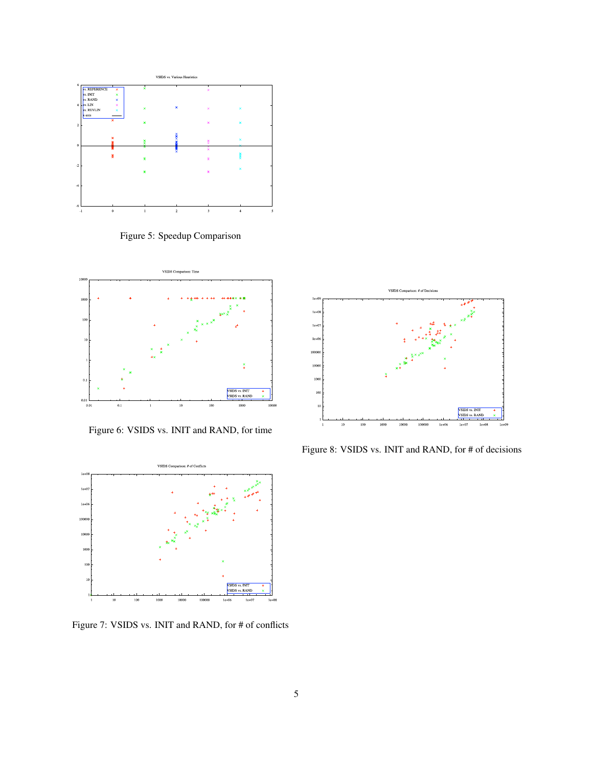Figure 5: Speedup Comparison

Figure 6: VSIDS vs. INIT and RAND, for time

Figure 8: VSIDS vs. INIT and RAND, for # of decisions

Figure 7: VSIDS vs. INIT and RAND, for # of conflicts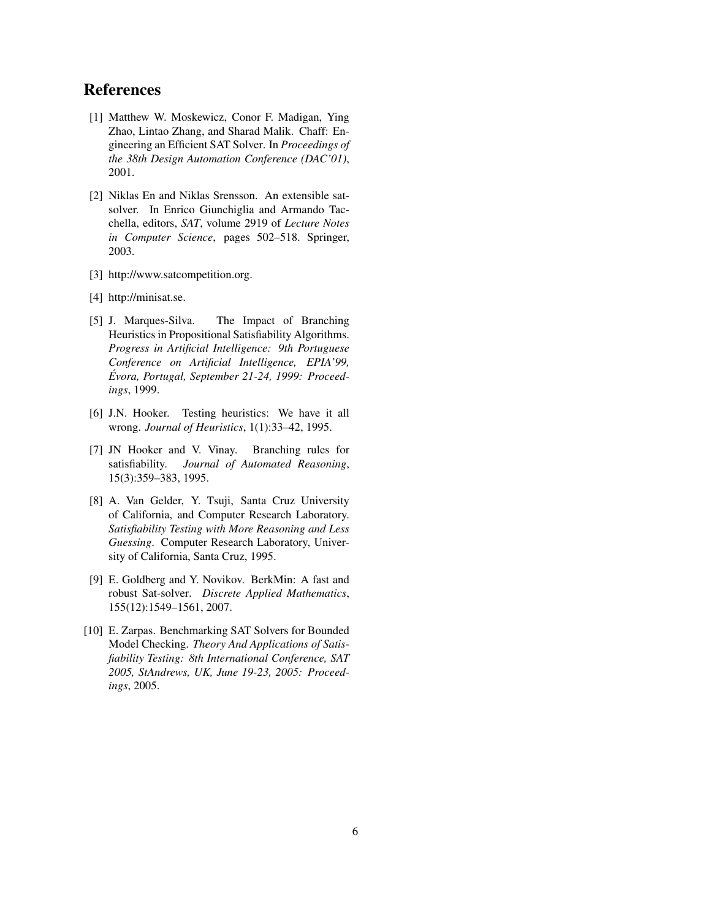# References

[1] Matthew W. Moskewicz, Conor F. Madigan, Ying Zhao, Lintao Zhang, and Sharad Malik. Chaff: Engineering an Efficient SAT Solver. In *Proceedings of the 38th Design Automation Conference (DAC'01)*, 2001.

[2] Niklas En and Niklas Srensson. An extensible sat-solver. In Enrico Giunchiglia and Armando Tacchella, editors, *SAT*, volume 2919 of *Lecture Notes in Computer Science*, pages 502–518. Springer, 2003.

[3] http://www.satcompetition.org.

[4] http://minisat.se.

[5] J. Marques-Silva. The Impact of Branching Heuristics in Propositional Satisfiability Algorithms. *Progress in Artificial Intelligence: 9th Portuguese Conference on Artificial Intelligence, EPIA'99, Évora, Portugal, September 21-24, 1999: Proceedings*, 1999.

[6] J.N. Hooker. Testing heuristics: We have it all wrong. *Journal of Heuristics*, 1(1):33–42, 1995.

[7] JN Hooker and V. Vinay. Branching rules for satisfiability. *Journal of Automated Reasoning*, 15(3):359–383, 1995.

[8] A. Van Gelder, Y. Tsuji, Santa Cruz University of California, and Computer Research Laboratory. *Satisfiability Testing with More Reasoning and Less Guessing*. Computer Research Laboratory, University of California, Santa Cruz, 1995.

[9] E. Goldberg and Y. Novikov. BerkMin: A fast and robust Sat-solver. *Discrete Applied Mathematics*, 155(12):1549–1561, 2007.

[10] E. Zarpas. Benchmarking SAT Solvers for Bounded Model Checking. *Theory And Applications of Satisfiability Testing: 8th International Conference, SAT 2005, StAndrews, UK, June 19-23, 2005: Proceedings*, 2005.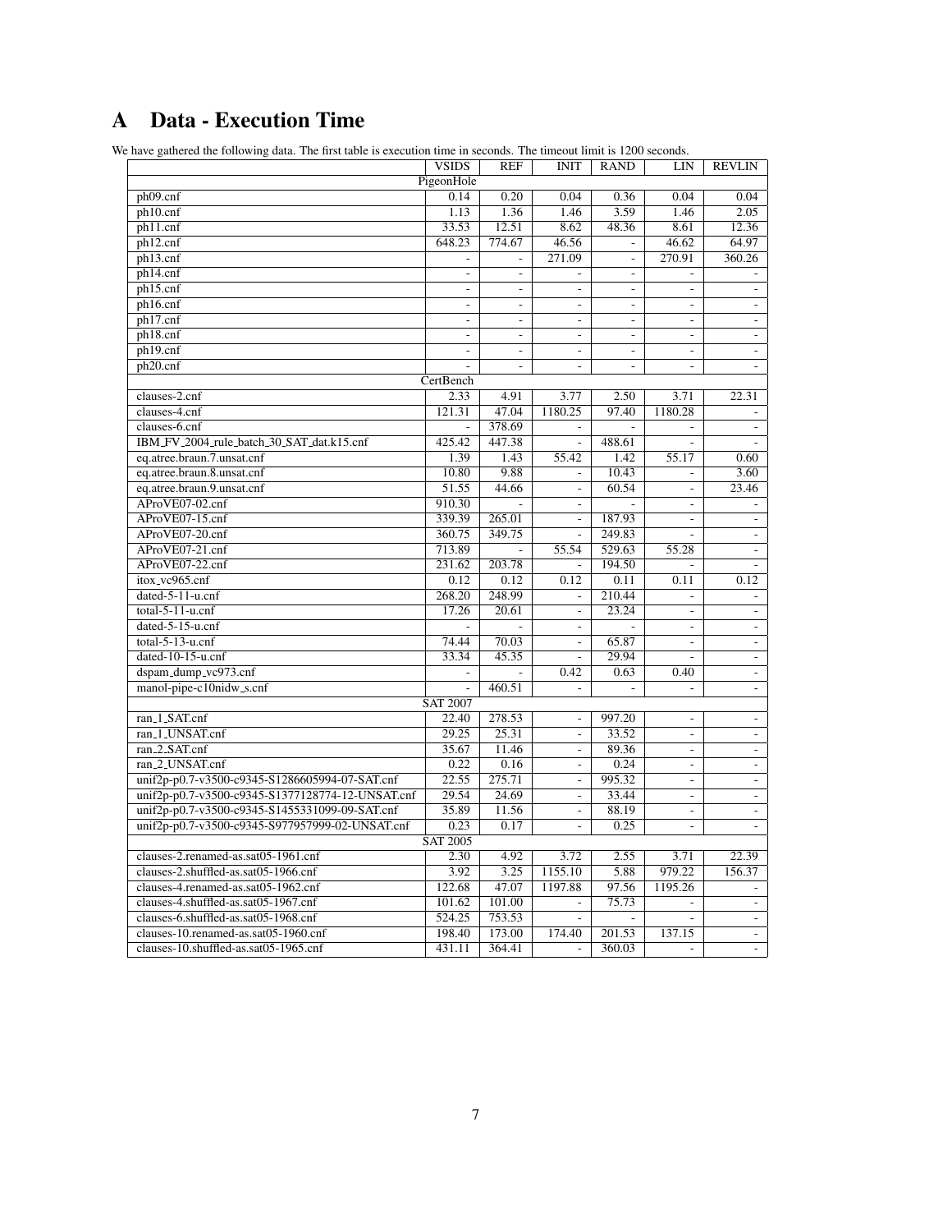# A Data - Execution Time

We have gathered the following data. The first table is execution time in seconds. The timeout limit is 1200 seconds.

| | VSIDS | REF | INIT | RAND | LIN | REVLIN |
|---|---|---|---|---|---|---|
| PigeonHole | | | | | | |
| ph09.cnf | 0.14 | 0.20 | 0.04 | 0.36 | 0.04 | 0.04 |
| ph10.cnf | 1.13 | 1.36 | 1.46 | 3.59 | 1.46 | 2.05 |
| ph11.cnf | 33.53 | 12.51 | 8.62 | 48.36 | 8.61 | 12.36 |
| ph12.cnf | 648.23 | 774.67 | 46.56 | - | 46.62 | 64.97 |
| ph13.cnf | - | - | 271.09 | - | 270.91 | 360.26 |
| ph14.cnf | - | - | - | - | - | - |
| ph15.cnf | - | - | - | - | - | - |
| ph16.cnf | - | - | - | - | - | - |
| ph17.cnf | - | - | - | - | - | - |
| ph18.cnf | - | - | - | - | - | - |
| ph19.cnf | - | - | - | - | - | - |
| ph20.cnf | - | - | - | - | - | - |
| CertBench | | | | | | |
| clauses-2.cnf | 2.33 | 4.91 | 3.77 | 2.50 | 3.71 | 22.31 |
| clauses-4.cnf | 121.31 | 47.04 | 1180.25 | 97.40 | 1180.28 | - |
| clauses-6.cnf | - | 378.69 | - | - | - | - |
| IBM_FV_2004_rule_batch_30_SAT_dat.k15.cnf | 425.42 | 447.38 | - | 488.61 | - | - |
| eq.atree.braun.7.unsat.cnf | 1.39 | 1.43 | 55.42 | 1.42 | 55.17 | 0.60 |
| eq.atree.braun.8.unsat.cnf | 10.80 | 9.88 | - | 10.43 | - | 3.60 |
| eq.atree.braun.9.unsat.cnf | 51.55 | 44.66 | - | 60.54 | - | 23.46 |
| AProVE07-02.cnf | 910.30 | - | - | - | - | - |
| AProVE07-15.cnf | 339.39 | 265.01 | - | 187.93 | - | - |
| AProVE07-20.cnf | 360.75 | 349.75 | - | 249.83 | - | - |
| AProVE07-21.cnf | 713.89 | - | 55.54 | 529.63 | 55.28 | - |
| AProVE07-22.cnf | 231.62 | 203.78 | - | 194.50 | - | - |
| itox_vc965.cnf | 0.12 | 0.12 | 0.12 | 0.11 | 0.11 | 0.12 |
| dated-5-11-u.cnf | 268.20 | 248.99 | - | 210.44 | - | - |
| total-5-11-u.cnf | 17.26 | 20.61 | - | 23.24 | - | - |
| dated-5-15-u.cnf | - | - | - | - | - | - |
| total-5-13-u.cnf | 74.44 | 70.03 | - | 65.87 | - | - |
| dated-10-15-u.cnf | 33.34 | 45.35 | - | 29.94 | - | - |
| dspam_dump_vc973.cnf | - | - | 0.42 | 0.63 | 0.40 | - |
| manol-pipe-c10nidw_s.cnf | - | 460.51 | - | - | - | - |
| SAT 2007 | | | | | | |
| ran_1_SAT.cnf | 22.40 | 278.53 | - | 997.20 | - | - |
| ran_1_UNSAT.cnf | 29.25 | 25.31 | - | 33.52 | - | - |
| ran_2_SAT.cnf | 35.67 | 11.46 | - | 89.36 | - | - |
| ran_2_UNSAT.cnf | 0.22 | 0.16 | - | 0.24 | - | - |
| unif2p-p0.7-v3500-c9345-S1286605994-07-SAT.cnf | 22.55 | 275.71 | - | 995.32 | - | - |
| unif2p-p0.7-v3500-c9345-S1377128774-12-UNSAT.cnf | 29.54 | 24.69 | - | 33.44 | - | - |
| unif2p-p0.7-v3500-c9345-S1455331099-09-SAT.cnf | 35.89 | 11.56 | - | 88.19 | - | - |
| unif2p-p0.7-v3500-c9345-S977957999-02-UNSAT.cnf | 0.23 | 0.17 | - | 0.25 | - | - |
| SAT 2005 | | | | | | |
| clauses-2.renamed-as.sat05-1961.cnf | 2.30 | 4.92 | 3.72 | 2.55 | 3.71 | 22.39 |
| clauses-2.shuffled-as.sat05-1966.cnf | 3.92 | 3.25 | 1155.10 | 5.88 | 979.22 | 156.37 |
| clauses-4.renamed-as.sat05-1962.cnf | 122.68 | 47.07 | 1197.88 | 97.56 | 1195.26 | - |
| clauses-4.shuffled-as.sat05-1967.cnf | 101.62 | 101.00 | - | 75.73 | - | - |
| clauses-6.shuffled-as.sat05-1968.cnf | 524.25 | 753.53 | - | - | - | - |
| clauses-10.renamed-as.sat05-1960.cnf | 198.40 | 173.00 | 174.40 | 201.53 | 137.15 | - |
| clauses-10.shuffled-as.sat05-1965.cnf | 431.11 | 364.41 | - | 360.03 | - | - |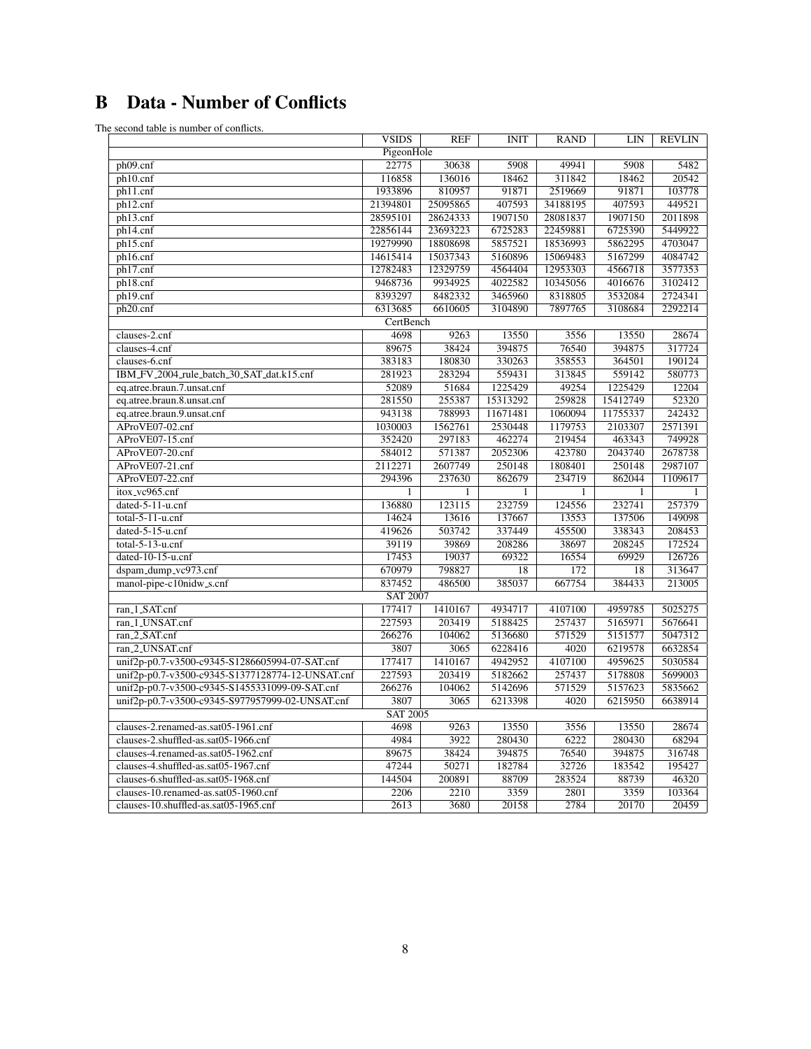## B Data - Number of Conflicts

The second table is number of conflicts.

| | VSIDS | REF | INIT | RAND | LIN | REVLIN |
|---|---|---|---|---|---|---|
| | PigeonHole | | | | | |
| ph09.cnf | 22775 | 30638 | 5908 | 49941 | 5908 | 5482 |
| ph10.cnf | 116858 | 136016 | 18462 | 311842 | 18462 | 20542 |
| ph11.cnf | 1933896 | 810957 | 91871 | 2519669 | 91871 | 103778 |
| ph12.cnf | 21394801 | 25095865 | 407593 | 34188195 | 407593 | 449521 |
| ph13.cnf | 28595101 | 28624333 | 1907150 | 28081837 | 1907150 | 2011898 |
| ph14.cnf | 22856144 | 23693223 | 6725283 | 22459881 | 6725390 | 5449922 |
| ph15.cnf | 19279990 | 18808698 | 5857521 | 18536993 | 5862295 | 4703047 |
| ph16.cnf | 14615414 | 15037343 | 5160896 | 15069483 | 5167299 | 4084742 |
| ph17.cnf | 12782483 | 12329759 | 4564404 | 12953303 | 4566718 | 3577353 |
| ph18.cnf | 9468736 | 9934925 | 4022582 | 10345056 | 4016676 | 3102412 |
| ph19.cnf | 8393297 | 8482332 | 3465960 | 8318805 | 3532084 | 2724341 |
| ph20.cnf | 6313685 | 6610605 | 3104890 | 7897765 | 3108684 | 2292214 |
| | CertBench | | | | | |
| clauses-2.cnf | 4698 | 9263 | 13550 | 3556 | 13550 | 28674 |
| clauses-4.cnf | 89675 | 38424 | 394875 | 76540 | 394875 | 317724 |
| clauses-6.cnf | 383183 | 180830 | 330263 | 358553 | 364501 | 190124 |
| IBM_FV_2004_rule_batch_30_SAT_dat.k15.cnf | 281923 | 283294 | 559431 | 313845 | 559142 | 580773 |
| eq.atree.braun.7.unsat.cnf | 52089 | 51684 | 1225429 | 49254 | 1225429 | 12204 |
| eq.atree.braun.8.unsat.cnf | 281550 | 255387 | 15313292 | 259828 | 15412749 | 52320 |
| eq.atree.braun.9.unsat.cnf | 943138 | 788993 | 11671481 | 1060094 | 11755337 | 242432 |
| AProVE07-02.cnf | 1030003 | 1562761 | 2530448 | 1179753 | 2103307 | 2571391 |
| AProVE07-15.cnf | 352420 | 297183 | 462274 | 219454 | 463343 | 749928 |
| AProVE07-20.cnf | 584012 | 571387 | 2052306 | 423780 | 2043740 | 2678738 |
| AProVE07-21.cnf | 2112271 | 2607749 | 250148 | 1808401 | 250148 | 2987107 |
| AProVE07-22.cnf | 294396 | 237630 | 862679 | 234719 | 862044 | 1109617 |
| itox_vc965.cnf | 1 | 1 | 1 | 1 | 1 | 1 |
| dated-5-11-u.cnf | 136880 | 123115 | 232759 | 124556 | 232741 | 257379 |
| total-5-11-u.cnf | 14624 | 13616 | 137667 | 13553 | 137506 | 149098 |
| dated-5-15-u.cnf | 419626 | 503742 | 337449 | 455500 | 338343 | 208453 |
| total-5-13-u.cnf | 39119 | 39869 | 208286 | 38697 | 208245 | 172524 |
| dated-10-15-u.cnf | 17453 | 19037 | 69322 | 16554 | 69929 | 126726 |
| dspam_dump_vc973.cnf | 670979 | 798827 | 18 | 172 | 18 | 313647 |
| manol-pipe-c10nidw_s.cnf | 837452 | 486500 | 385037 | 667754 | 384433 | 213005 |
| | SAT 2007 | | | | | |
| ran_1_SAT.cnf | 177417 | 1410167 | 4934717 | 4107100 | 4959785 | 5025275 |
| ran_1_UNSAT.cnf | 227593 | 203419 | 5188425 | 257437 | 5165971 | 5676641 |
| ran_2_SAT.cnf | 266276 | 104062 | 5136680 | 571529 | 5151577 | 5047312 |
| ran_2_UNSAT.cnf | 3807 | 3065 | 6228416 | 4020 | 6219578 | 6632854 |
| unif2p-p0.7-v3500-c9345-S1286605994-07-SAT.cnf | 177417 | 1410167 | 4942952 | 4107100 | 4959625 | 5030584 |
| unif2p-p0.7-v3500-c9345-S1377128774-12-UNSAT.cnf | 227593 | 203419 | 5182662 | 257437 | 5178808 | 5699003 |
| unif2p-p0.7-v3500-c9345-S1455331099-09-SAT.cnf | 266276 | 104062 | 5142696 | 571529 | 5157623 | 5835662 |
| unif2p-p0.7-v3500-c9345-S977957999-02-UNSAT.cnf | 3807 | 3065 | 6213398 | 4020 | 6215950 | 6638914 |
| | SAT 2005 | | | | | |
| clauses-2.renamed-as.sat05-1961.cnf | 4698 | 9263 | 13550 | 3556 | 13550 | 28674 |
| clauses-2.shuffled-as.sat05-1966.cnf | 4984 | 3922 | 280430 | 6222 | 280430 | 68294 |
| clauses-4.renamed-as.sat05-1962.cnf | 89675 | 38424 | 394875 | 76540 | 394875 | 316748 |
| clauses-4.shuffled-as.sat05-1967.cnf | 47244 | 50271 | 182784 | 32726 | 183542 | 195427 |
| clauses-6.shuffled-as.sat05-1968.cnf | 144504 | 200891 | 88709 | 283524 | 88739 | 46320 |
| clauses-10.renamed-as.sat05-1960.cnf | 2206 | 2210 | 3359 | 2801 | 3359 | 103364 |
| clauses-10.shuffled-as.sat05-1965.cnf | 2613 | 3680 | 20158 | 2784 | 20170 | 20459 |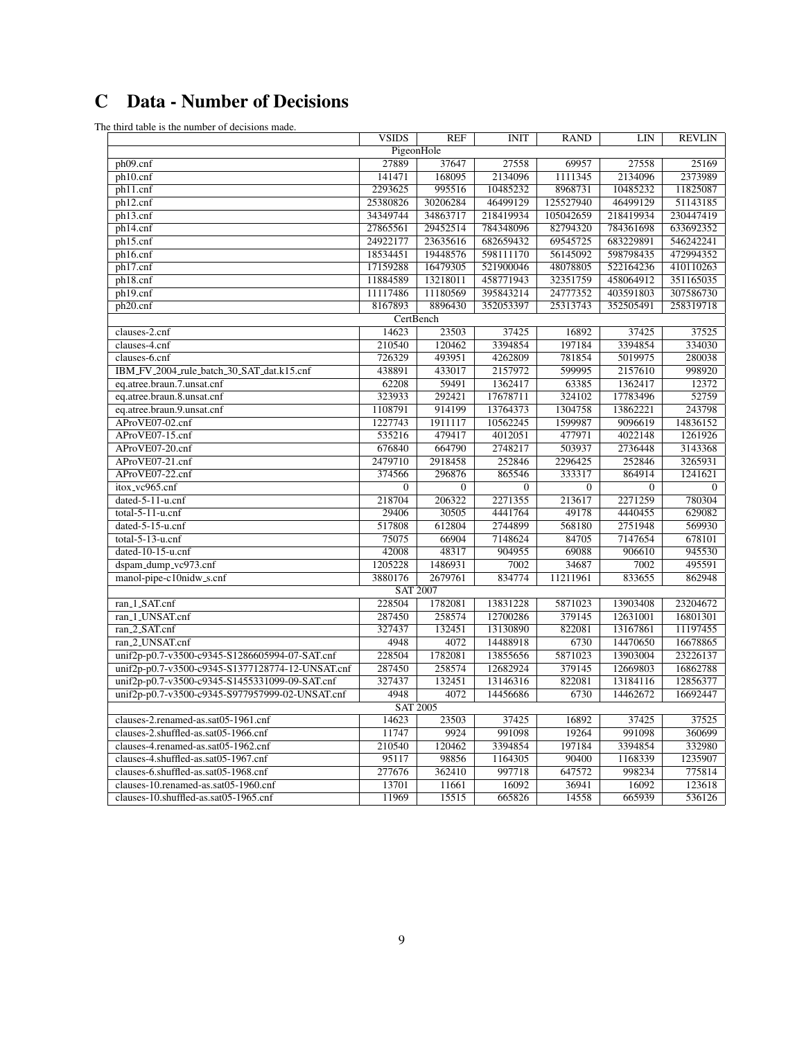## C Data - Number of Decisions

The third table is the number of decisions made.

| | VSIDS | REF | INIT | RAND | LIN | REVLIN |
|---|---|---|---|---|---|---|
| PigeonHole | | | | | | |
| ph09.cnf | 27889 | 37647 | 27558 | 69957 | 27558 | 25169 |
| ph10.cnf | 141471 | 168095 | 2134096 | 1111345 | 2134096 | 2373989 |
| ph11.cnf | 2293625 | 995516 | 10485232 | 8968731 | 10485232 | 11825087 |
| ph12.cnf | 25380826 | 30206284 | 46499129 | 125527940 | 46499129 | 51143185 |
| ph13.cnf | 34349744 | 34863717 | 218419934 | 105042659 | 218419934 | 230447419 |
| ph14.cnf | 27865561 | 29452514 | 784348096 | 82794320 | 784361698 | 633692352 |
| ph15.cnf | 24922177 | 23635616 | 682659432 | 69545725 | 683229891 | 546242241 |
| ph16.cnf | 18534451 | 19448576 | 598111170 | 56145092 | 598798435 | 472994352 |
| ph17.cnf | 17159288 | 16479305 | 521900046 | 48078805 | 522164236 | 410110263 |
| ph18.cnf | 11884589 | 13218011 | 458771943 | 32351759 | 458064912 | 351165035 |
| ph19.cnf | 11117486 | 11180569 | 395843214 | 24777352 | 403591803 | 307586730 |
| ph20.cnf | 8167893 | 8896430 | 352053397 | 25313743 | 352505491 | 258319718 |
| CertBench | | | | | | |
| clauses-2.cnf | 14623 | 23503 | 37425 | 16892 | 37425 | 37525 |
| clauses-4.cnf | 210540 | 120462 | 3394854 | 197184 | 3394854 | 334030 |
| clauses-6.cnf | 726329 | 493951 | 4262809 | 781854 | 5019975 | 280038 |
| IBM_FV_2004_rule_batch_30_SAT_dat.k15.cnf | 438891 | 433017 | 2157972 | 599995 | 2157610 | 998920 |
| eq.atree.braun.7.unsat.cnf | 62208 | 59491 | 1362417 | 63385 | 1362417 | 12372 |
| eq.atree.braun.8.unsat.cnf | 323933 | 292421 | 17678711 | 324102 | 17783496 | 52759 |
| eq.atree.braun.9.unsat.cnf | 1108791 | 914199 | 13764373 | 1304758 | 13862221 | 243798 |
| AProVE07-02.cnf | 1227743 | 1911117 | 10562245 | 1599987 | 9096619 | 14836152 |
| AProVE07-15.cnf | 535216 | 479417 | 4012051 | 477971 | 4022148 | 1261926 |
| AProVE07-20.cnf | 676840 | 664790 | 2748217 | 503937 | 2736448 | 3143368 |
| AProVE07-21.cnf | 2479710 | 2918458 | 252846 | 2296425 | 252846 | 3265931 |
| AProVE07-22.cnf | 374566 | 296876 | 865546 | 333317 | 864914 | 1241621 |
| itox_vc965.cnf | 0 | 0 | 0 | 0 | 0 | 0 |
| dated-5-11-u.cnf | 218704 | 206322 | 2271355 | 213617 | 2271259 | 780304 |
| total-5-11-u.cnf | 29406 | 30505 | 4441764 | 49178 | 4440455 | 629082 |
| dated-5-15-u.cnf | 517808 | 612804 | 2744899 | 568180 | 2751948 | 569930 |
| total-5-13-u.cnf | 75075 | 66904 | 7148624 | 84705 | 7147654 | 678101 |
| dated-10-15-u.cnf | 42008 | 48317 | 904955 | 69088 | 906610 | 945530 |
| dspam_dump_vc973.cnf | 1205228 | 1486931 | 7002 | 34687 | 7002 | 495591 |
| manol-pipe-c10nidw_s.cnf | 3880176 | 2679761 | 834774 | 11211961 | 833655 | 862948 |
| SAT 2007 | | | | | | |
| ran_1_SAT.cnf | 228504 | 1782081 | 13831228 | 5871023 | 13903408 | 23204672 |
| ran_1_UNSAT.cnf | 287450 | 258574 | 12700286 | 379145 | 12631001 | 16801301 |
| ran_2_SAT.cnf | 327437 | 132451 | 13130890 | 822081 | 13167861 | 11197455 |
| ran_2_UNSAT.cnf | 4948 | 4072 | 14488918 | 6730 | 14470650 | 16678865 |
| unif2p-p0.7-v3500-c9345-S1286605994-07-SAT.cnf | 228504 | 1782081 | 13855656 | 5871023 | 13903004 | 23226137 |
| unif2p-p0.7-v3500-c9345-S1377128774-12-UNSAT.cnf | 287450 | 258574 | 12682924 | 379145 | 12669803 | 16862788 |
| unif2p-p0.7-v3500-c9345-S1455331099-09-SAT.cnf | 327437 | 132451 | 13146316 | 822081 | 13184116 | 12856377 |
| unif2p-p0.7-v3500-c9345-S977957999-02-UNSAT.cnf | 4948 | 4072 | 14456686 | 6730 | 14462672 | 16692447 |
| SAT 2005 | | | | | | |
| clauses-2.renamed-as.sat05-1961.cnf | 14623 | 23503 | 37425 | 16892 | 37425 | 37525 |
| clauses-2.shuffled-as.sat05-1966.cnf | 11747 | 9924 | 991098 | 19264 | 991098 | 360699 |
| clauses-4.renamed-as.sat05-1962.cnf | 210540 | 120462 | 3394854 | 197184 | 3394854 | 332980 |
| clauses-4.shuffled-as.sat05-1967.cnf | 95117 | 98856 | 1164305 | 90400 | 1168339 | 1235907 |
| clauses-6.shuffled-as.sat05-1968.cnf | 277676 | 362410 | 997718 | 647572 | 998234 | 775814 |
| clauses-10.renamed-as.sat05-1960.cnf | 13701 | 11661 | 16092 | 36941 | 16092 | 123618 |
| clauses-10.shuffled-as.sat05-1965.cnf | 11969 | 15515 | 665826 | 14558 | 665939 | 536126 |